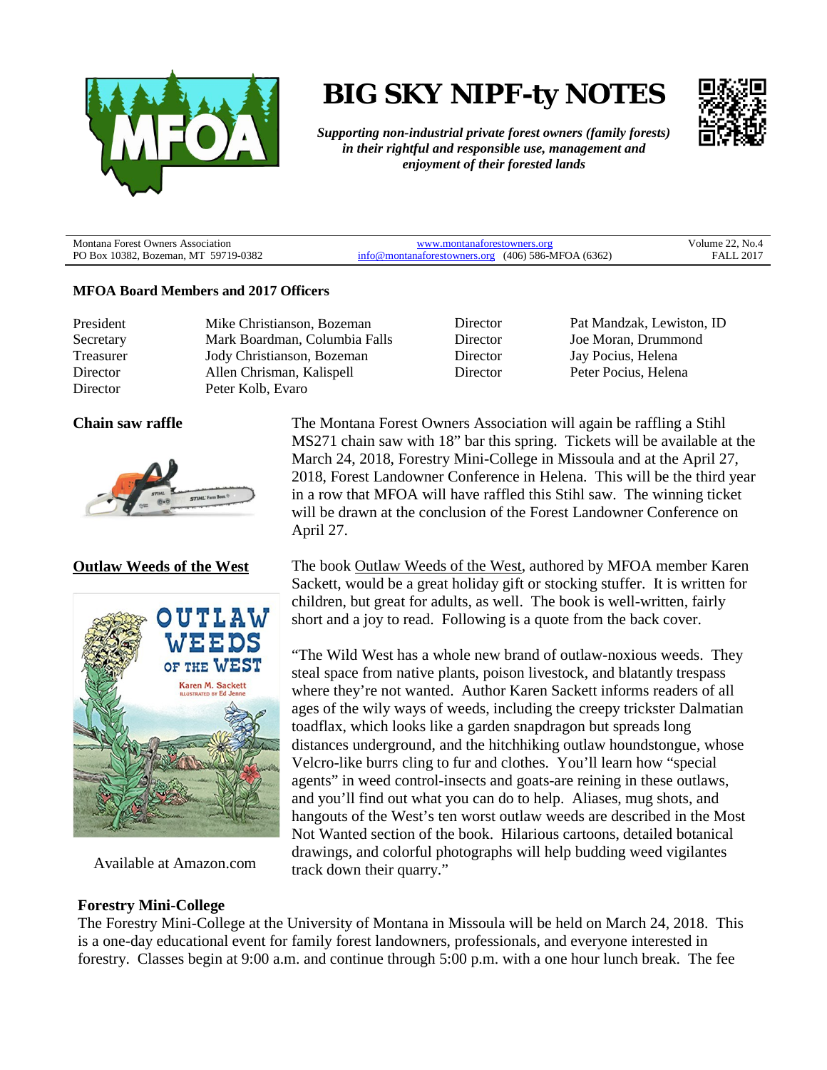# BIG SKY NIPF-ty NOTES

*Supporting non-industrial private forest owners (family forests) in their rightful and responsible use, management and enjoyment of their forested lands*

Montana Forest Owners Association
PO Box 10382, Bozeman, MT 59719-0382

www.montanaforestowners.org
info@montanaforestowners.org (406) 586-MFOA (6362)

Volume 22, No.4
FALL 2017

**MFOA Board Members and 2017 Officers**

| | | | |
|---|---|---|---|
| President | Mike Christianson, Bozeman | Director | Pat Mandzak, Lewiston, ID |
| Secretary | Mark Boardman, Columbia Falls | Director | Joe Moran, Drummond |
| Treasurer | Jody Christianson, Bozeman | Director | Jay Pocius, Helena |
| Director | Allen Chrisman, Kalispell | Director | Peter Pocius, Helena |
| Director | Peter Kolb, Evaro | | |

**Chain saw raffle**

The Montana Forest Owners Association will again be raffling a Stihl MS271 chain saw with 18" bar this spring. Tickets will be available at the March 24, 2018, Forestry Mini-College in Missoula and at the April 27, 2018, Forest Landowner Conference in Helena. This will be the third year in a row that MFOA will have raffled this Stihl saw. The winning ticket will be drawn at the conclusion of the Forest Landowner Conference on April 27.

**Outlaw Weeds of the West**

The book Outlaw Weeds of the West, authored by MFOA member Karen Sackett, would be a great holiday gift or stocking stuffer. It is written for children, but great for adults, as well. The book is well-written, fairly short and a joy to read. Following is a quote from the back cover.

"The Wild West has a whole new brand of outlaw-noxious weeds. They steal space from native plants, poison livestock, and blatantly trespass where they're not wanted. Author Karen Sackett informs readers of all ages of the wily ways of weeds, including the creepy trickster Dalmatian toadflax, which looks like a garden snapdragon but spreads long distances underground, and the hitchhiking outlaw houndstongue, whose Velcro-like burrs cling to fur and clothes. You'll learn how "special agents" in weed control-insects and goats-are reining in these outlaws, and you'll find out what you can do to help. Aliases, mug shots, and hangouts of the West's ten worst outlaw weeds are described in the Most Not Wanted section of the book. Hilarious cartoons, detailed botanical drawings, and colorful photographs will help budding weed vigilantes track down their quarry."

Available at Amazon.com

**Forestry Mini-College**

The Forestry Mini-College at the University of Montana in Missoula will be held on March 24, 2018. This is a one-day educational event for family forest landowners, professionals, and everyone interested in forestry. Classes begin at 9:00 a.m. and continue through 5:00 p.m. with a one hour lunch break. The fee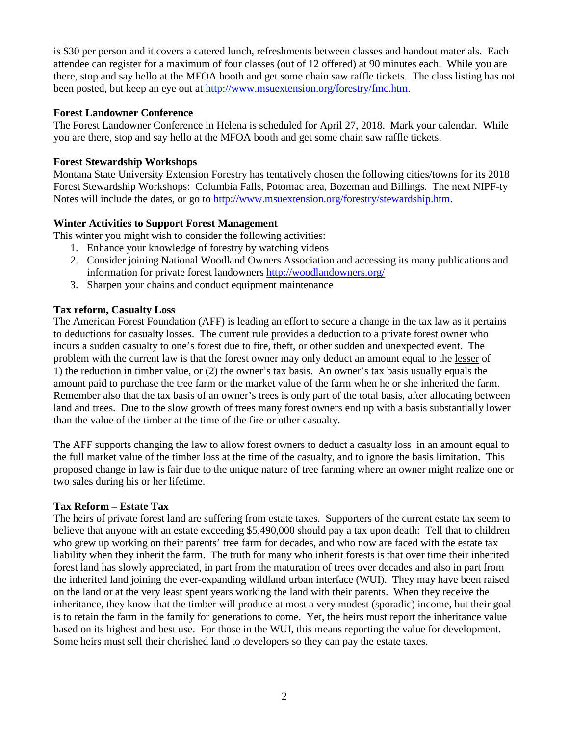is $30 per person and it covers a catered lunch, refreshments between classes and handout materials. Each attendee can register for a maximum of four classes (out of 12 offered) at 90 minutes each. While you are there, stop and say hello at the MFOA booth and get some chain saw raffle tickets. The class listing has not been posted, but keep an eye out at [http://www.msuextension.org/forestry/fmc.htm](http://www.msuextension.org/forestry/fmc.htm).

**Forest Landowner Conference**

The Forest Landowner Conference in Helena is scheduled for April 27, 2018. Mark your calendar. While you are there, stop and say hello at the MFOA booth and get some chain saw raffle tickets.

**Forest Stewardship Workshops**

Montana State University Extension Forestry has tentatively chosen the following cities/towns for its 2018 Forest Stewardship Workshops: Columbia Falls, Potomac area, Bozeman and Billings. The next NIPF-ty Notes will include the dates, or go to [http://www.msuextension.org/forestry/stewardship.htm](http://www.msuextension.org/forestry/stewardship.htm).

**Winter Activities to Support Forest Management**

This winter you might wish to consider the following activities:

1. Enhance your knowledge of forestry by watching videos
2. Consider joining National Woodland Owners Association and accessing its many publications and information for private forest landowners [http://woodlandowners.org/](http://woodlandowners.org/)
3. Sharpen your chains and conduct equipment maintenance

**Tax reform, Casualty Loss**

The American Forest Foundation (AFF) is leading an effort to secure a change in the tax law as it pertains to deductions for casualty losses. The current rule provides a deduction to a private forest owner who incurs a sudden casualty to one's forest due to fire, theft, or other sudden and unexpected event. The problem with the current law is that the forest owner may only deduct an amount equal to the <u>lesser</u> of 1) the reduction in timber value, or (2) the owner's tax basis. An owner's tax basis usually equals the amount paid to purchase the tree farm or the market value of the farm when he or she inherited the farm. Remember also that the tax basis of an owner's trees is only part of the total basis, after allocating between land and trees. Due to the slow growth of trees many forest owners end up with a basis substantially lower than the value of the timber at the time of the fire or other casualty.

The AFF supports changing the law to allow forest owners to deduct a casualty loss in an amount equal to the full market value of the timber loss at the time of the casualty, and to ignore the basis limitation. This proposed change in law is fair due to the unique nature of tree farming where an owner might realize one or two sales during his or her lifetime.

**Tax Reform – Estate Tax**

The heirs of private forest land are suffering from estate taxes. Supporters of the current estate tax seem to believe that anyone with an estate exceeding $5,490,000 should pay a tax upon death: Tell that to children who grew up working on their parents' tree farm for decades, and who now are faced with the estate tax liability when they inherit the farm. The truth for many who inherit forests is that over time their inherited forest land has slowly appreciated, in part from the maturation of trees over decades and also in part from the inherited land joining the ever-expanding wildland urban interface (WUI). They may have been raised on the land or at the very least spent years working the land with their parents. When they receive the inheritance, they know that the timber will produce at most a very modest (sporadic) income, but their goal is to retain the farm in the family for generations to come. Yet, the heirs must report the inheritance value based on its highest and best use. For those in the WUI, this means reporting the value for development. Some heirs must sell their cherished land to developers so they can pay the estate taxes.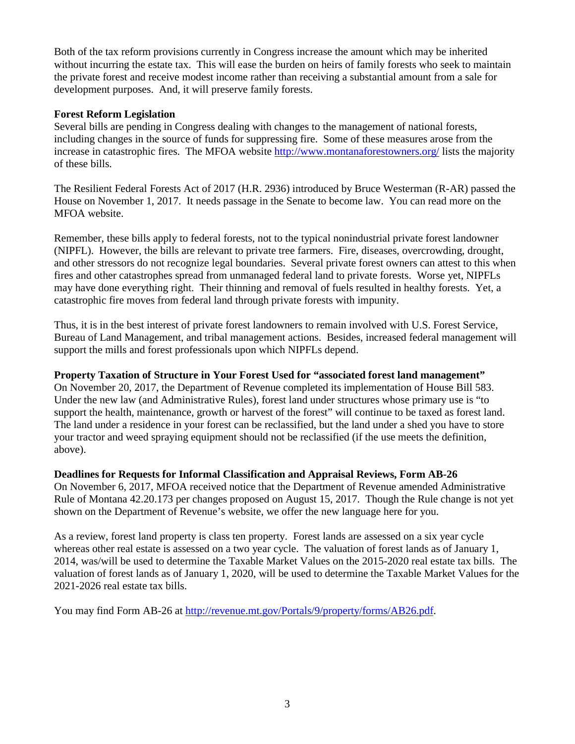Both of the tax reform provisions currently in Congress increase the amount which may be inherited without incurring the estate tax. This will ease the burden on heirs of family forests who seek to maintain the private forest and receive modest income rather than receiving a substantial amount from a sale for development purposes. And, it will preserve family forests.

**Forest Reform Legislation**

Several bills are pending in Congress dealing with changes to the management of national forests, including changes in the source of funds for suppressing fire. Some of these measures arose from the increase in catastrophic fires. The MFOA website [http://www.montanaforestowners.org/](http://www.montanaforestowners.org/) lists the majority of these bills.

The Resilient Federal Forests Act of 2017 (H.R. 2936) introduced by Bruce Westerman (R-AR) passed the House on November 1, 2017. It needs passage in the Senate to become law. You can read more on the MFOA website.

Remember, these bills apply to federal forests, not to the typical nonindustrial private forest landowner (NIPFL). However, the bills are relevant to private tree farmers. Fire, diseases, overcrowding, drought, and other stressors do not recognize legal boundaries. Several private forest owners can attest to this when fires and other catastrophes spread from unmanaged federal land to private forests. Worse yet, NIPFLs may have done everything right. Their thinning and removal of fuels resulted in healthy forests. Yet, a catastrophic fire moves from federal land through private forests with impunity.

Thus, it is in the best interest of private forest landowners to remain involved with U.S. Forest Service, Bureau of Land Management, and tribal management actions. Besides, increased federal management will support the mills and forest professionals upon which NIPFLs depend.

**Property Taxation of Structure in Your Forest Used for "associated forest land management"**

On November 20, 2017, the Department of Revenue completed its implementation of House Bill 583. Under the new law (and Administrative Rules), forest land under structures whose primary use is "to support the health, maintenance, growth or harvest of the forest" will continue to be taxed as forest land. The land under a residence in your forest can be reclassified, but the land under a shed you have to store your tractor and weed spraying equipment should not be reclassified (if the use meets the definition, above).

**Deadlines for Requests for Informal Classification and Appraisal Reviews, Form AB-26**

On November 6, 2017, MFOA received notice that the Department of Revenue amended Administrative Rule of Montana 42.20.173 per changes proposed on August 15, 2017. Though the Rule change is not yet shown on the Department of Revenue's website, we offer the new language here for you.

As a review, forest land property is class ten property. Forest lands are assessed on a six year cycle whereas other real estate is assessed on a two year cycle. The valuation of forest lands as of January 1, 2014, was/will be used to determine the Taxable Market Values on the 2015-2020 real estate tax bills. The valuation of forest lands as of January 1, 2020, will be used to determine the Taxable Market Values for the 2021-2026 real estate tax bills.

You may find Form AB-26 at [http://revenue.mt.gov/Portals/9/property/forms/AB26.pdf](http://revenue.mt.gov/Portals/9/property/forms/AB26.pdf).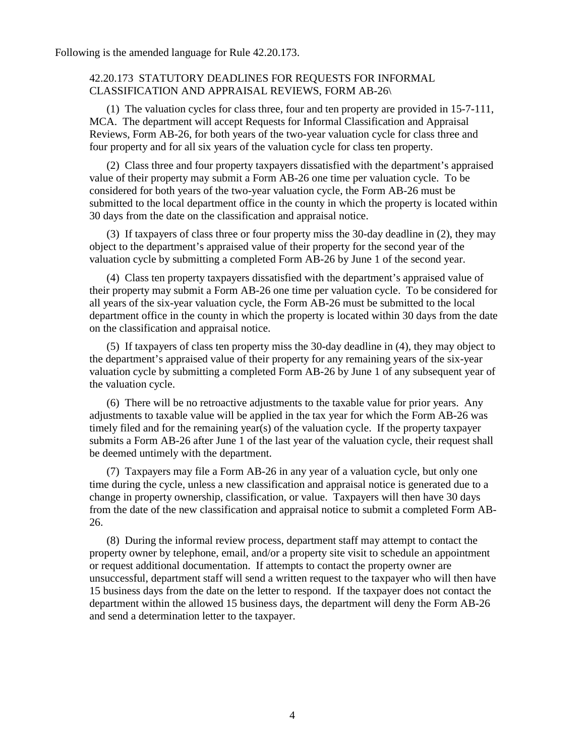Following is the amended language for Rule 42.20.173.

42.20.173 STATUTORY DEADLINES FOR REQUESTS FOR INFORMAL CLASSIFICATION AND APPRAISAL REVIEWS, FORM AB-26\

(1) The valuation cycles for class three, four and ten property are provided in 15-7-111, MCA. The department will accept Requests for Informal Classification and Appraisal Reviews, Form AB-26, for both years of the two-year valuation cycle for class three and four property and for all six years of the valuation cycle for class ten property.

(2) Class three and four property taxpayers dissatisfied with the department's appraised value of their property may submit a Form AB-26 one time per valuation cycle. To be considered for both years of the two-year valuation cycle, the Form AB-26 must be submitted to the local department office in the county in which the property is located within 30 days from the date on the classification and appraisal notice.

(3) If taxpayers of class three or four property miss the 30-day deadline in (2), they may object to the department's appraised value of their property for the second year of the valuation cycle by submitting a completed Form AB-26 by June 1 of the second year.

(4) Class ten property taxpayers dissatisfied with the department's appraised value of their property may submit a Form AB-26 one time per valuation cycle. To be considered for all years of the six-year valuation cycle, the Form AB-26 must be submitted to the local department office in the county in which the property is located within 30 days from the date on the classification and appraisal notice.

(5) If taxpayers of class ten property miss the 30-day deadline in (4), they may object to the department's appraised value of their property for any remaining years of the six-year valuation cycle by submitting a completed Form AB-26 by June 1 of any subsequent year of the valuation cycle.

(6) There will be no retroactive adjustments to the taxable value for prior years. Any adjustments to taxable value will be applied in the tax year for which the Form AB-26 was timely filed and for the remaining year(s) of the valuation cycle. If the property taxpayer submits a Form AB-26 after June 1 of the last year of the valuation cycle, their request shall be deemed untimely with the department.

(7) Taxpayers may file a Form AB-26 in any year of a valuation cycle, but only one time during the cycle, unless a new classification and appraisal notice is generated due to a change in property ownership, classification, or value. Taxpayers will then have 30 days from the date of the new classification and appraisal notice to submit a completed Form AB-26.

(8) During the informal review process, department staff may attempt to contact the property owner by telephone, email, and/or a property site visit to schedule an appointment or request additional documentation. If attempts to contact the property owner are unsuccessful, department staff will send a written request to the taxpayer who will then have 15 business days from the date on the letter to respond. If the taxpayer does not contact the department within the allowed 15 business days, the department will deny the Form AB-26 and send a determination letter to the taxpayer.